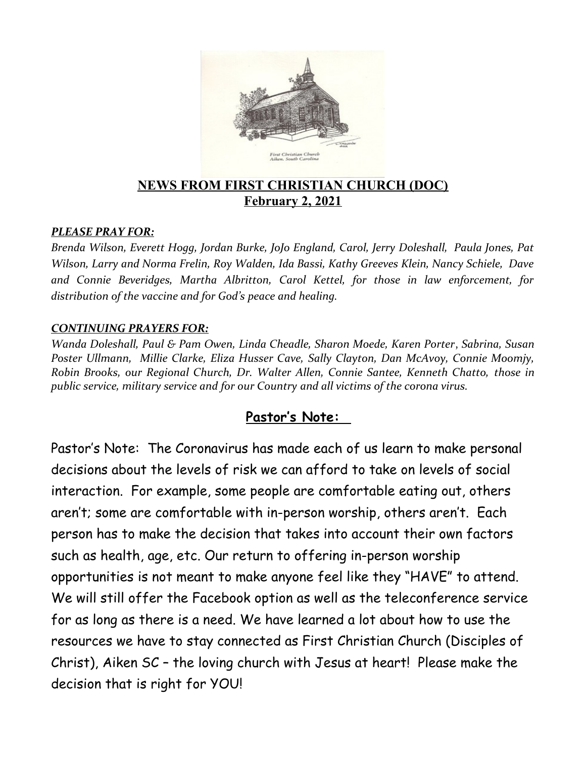## NEWS FROM FIRST CHRISTIAN CHURCH (DOC)
## February 2, 2021

***PLEASE PRAY FOR:***

*Brenda Wilson, Everett Hogg, Jordan Burke, JoJo England, Carol, Jerry Doleshall, Paula Jones, Pat Wilson, Larry and Norma Frelin, Roy Walden, Ida Bassi, Kathy Greeves Klein, Nancy Schiele, Dave and Connie Beveridges, Martha Albritton, Carol Kettel, for those in law enforcement, for distribution of the vaccine and for God's peace and healing.*

***CONTINUING PRAYERS FOR:***

*Wanda Doleshall, Paul & Pam Owen, Linda Cheadle, Sharon Moede, Karen Porter, Sabrina, Susan Poster Ullmann, Millie Clarke, Eliza Husser Cave, Sally Clayton, Dan McAvoy, Connie Moomjy, Robin Brooks, our Regional Church, Dr. Walter Allen, Connie Santee, Kenneth Chatto, those in public service, military service and for our Country and all victims of the corona virus.*

## Pastor's Note:

Pastor's Note: The Coronavirus has made each of us learn to make personal decisions about the levels of risk we can afford to take on levels of social interaction. For example, some people are comfortable eating out, others aren't; some are comfortable with in-person worship, others aren't. Each person has to make the decision that takes into account their own factors such as health, age, etc. Our return to offering in-person worship opportunities is not meant to make anyone feel like they "HAVE" to attend. We will still offer the Facebook option as well as the teleconference service for as long as there is a need. We have learned a lot about how to use the resources we have to stay connected as First Christian Church (Disciples of Christ), Aiken SC – the loving church with Jesus at heart! Please make the decision that is right for YOU!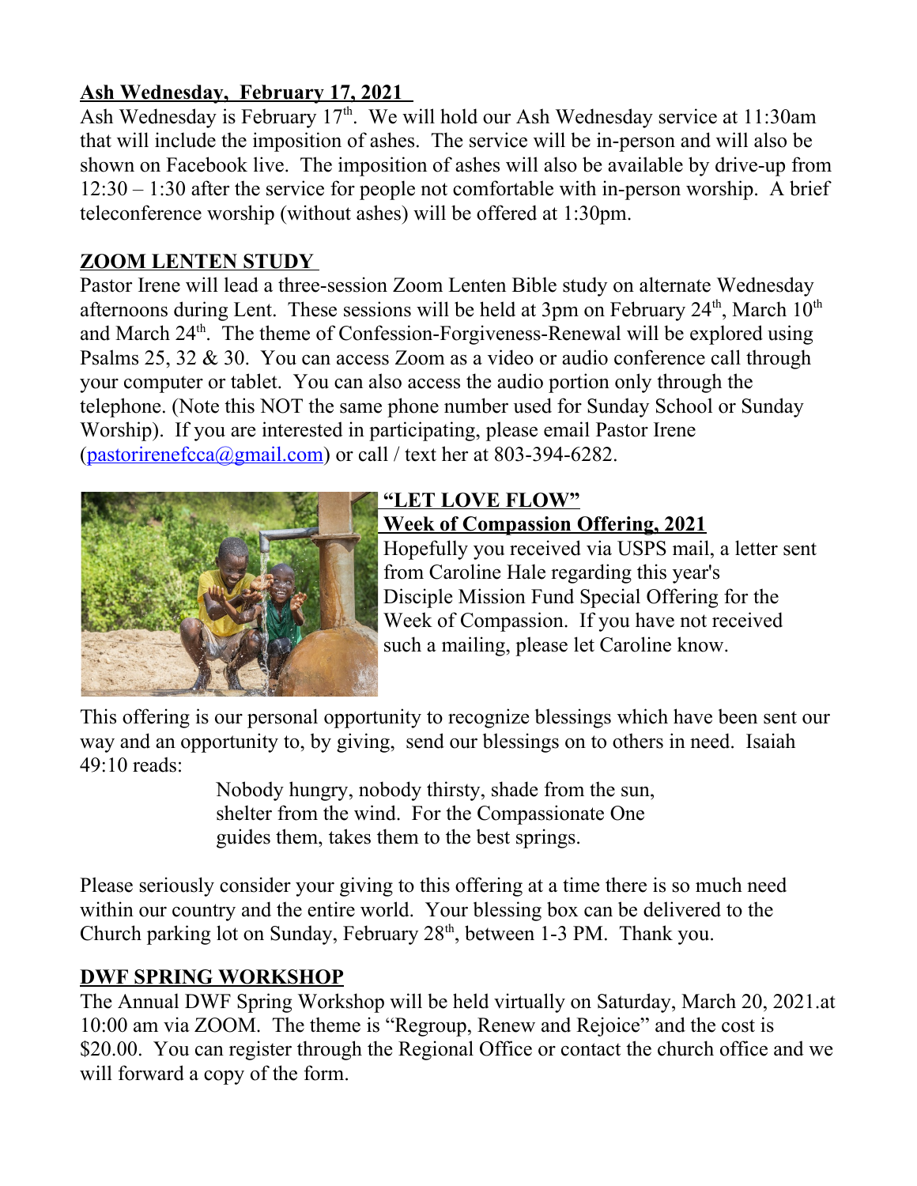## Ash Wednesday, February 17, 2021

Ash Wednesday is February 17th. We will hold our Ash Wednesday service at 11:30am that will include the imposition of ashes. The service will be in-person and will also be shown on Facebook live. The imposition of ashes will also be available by drive-up from 12:30 – 1:30 after the service for people not comfortable with in-person worship. A brief teleconference worship (without ashes) will be offered at 1:30pm.

## ZOOM LENTEN STUDY

Pastor Irene will lead a three-session Zoom Lenten Bible study on alternate Wednesday afternoons during Lent. These sessions will be held at 3pm on February 24th, March 10th and March 24th. The theme of Confession-Forgiveness-Renewal will be explored using Psalms 25, 32 & 30. You can access Zoom as a video or audio conference call through your computer or tablet. You can also access the audio portion only through the telephone. (Note this NOT the same phone number used for Sunday School or Sunday Worship). If you are interested in participating, please email Pastor Irene (pastorirenefcca@gmail.com) or call / text her at 803-394-6282.

## "LET LOVE FLOW"
## Week of Compassion Offering, 2021

Hopefully you received via USPS mail, a letter sent from Caroline Hale regarding this year's Disciple Mission Fund Special Offering for the Week of Compassion. If you have not received such a mailing, please let Caroline know.

This offering is our personal opportunity to recognize blessings which have been sent our way and an opportunity to, by giving, send our blessings on to others in need. Isaiah 49:10 reads:

> Nobody hungry, nobody thirsty, shade from the sun,
> shelter from the wind. For the Compassionate One
> guides them, takes them to the best springs.

Please seriously consider your giving to this offering at a time there is so much need within our country and the entire world. Your blessing box can be delivered to the Church parking lot on Sunday, February 28th, between 1-3 PM. Thank you.

## DWF SPRING WORKSHOP

The Annual DWF Spring Workshop will be held virtually on Saturday, March 20, 2021.at 10:00 am via ZOOM. The theme is "Regroup, Renew and Rejoice" and the cost is $20.00. You can register through the Regional Office or contact the church office and we will forward a copy of the form.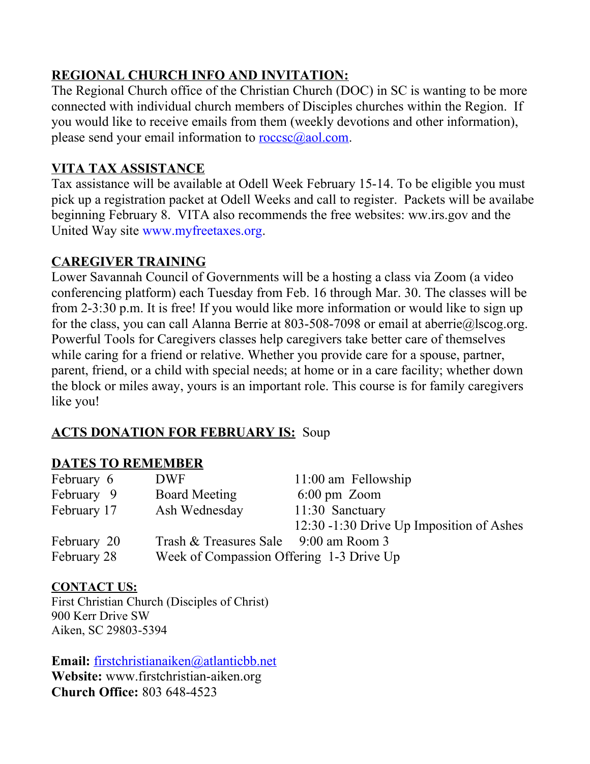## REGIONAL CHURCH INFO AND INVITATION:

The Regional Church office of the Christian Church (DOC) in SC is wanting to be more connected with individual church members of Disciples churches within the Region. If you would like to receive emails from them (weekly devotions and other information), please send your email information to roccsc@aol.com.

## VITA TAX ASSISTANCE

Tax assistance will be available at Odell Week February 15-14. To be eligible you must pick up a registration packet at Odell Weeks and call to register. Packets will be availabe beginning February 8. VITA also recommends the free websites: ww.irs.gov and the United Way site www.myfreetaxes.org.

## CAREGIVER TRAINING

Lower Savannah Council of Governments will be a hosting a class via Zoom (a video conferencing platform) each Tuesday from Feb. 16 through Mar. 30. The classes will be from 2-3:30 p.m. It is free! If you would like more information or would like to sign up for the class, you can call Alanna Berrie at 803-508-7098 or email at aberrie@lscog.org. Powerful Tools for Caregivers classes help caregivers take better care of themselves while caring for a friend or relative. Whether you provide care for a spouse, partner, parent, friend, or a child with special needs; at home or in a care facility; whether down the block or miles away, yours is an important role. This course is for family caregivers like you!

## ACTS DONATION FOR FEBRUARY IS: Soup

## DATES TO REMEMBER

| | | |
|---|---|---|
| February 6 | DWF | 11:00 am Fellowship |
| February 9 | Board Meeting | 6:00 pm Zoom |
| February 17 | Ash Wednesday | 11:30 Sanctuary |
| | | 12:30 -1:30 Drive Up Imposition of Ashes |
| February 20 | Trash & Treasures Sale | 9:00 am Room 3 |
| February 28 | Week of Compassion Offering | 1-3 Drive Up |

## CONTACT US:

First Christian Church (Disciples of Christ)
900 Kerr Drive SW
Aiken, SC 29803-5394

**Email:** firstchristianaiken@atlanticbb.net
**Website:** www.firstchristian-aiken.org
**Church Office:** 803 648-4523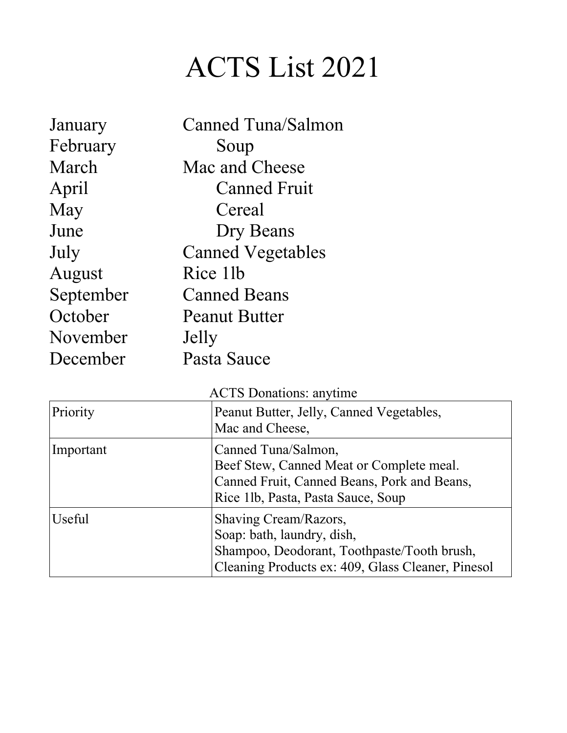# ACTS List 2021

| | |
|---|---|
| January | Canned Tuna/Salmon |
| February | Soup |
| March | Mac and Cheese |
| April | Canned Fruit |
| May | Cereal |
| June | Dry Beans |
| July | Canned Vegetables |
| August | Rice 1lb |
| September | Canned Beans |
| October | Peanut Butter |
| November | Jelly |
| December | Pasta Sauce |

ACTS Donations: anytime

| | |
|---|---|
| Priority | Peanut Butter, Jelly, Canned Vegetables, Mac and Cheese, |
| Important | Canned Tuna/Salmon, Beef Stew, Canned Meat or Complete meal. Canned Fruit, Canned Beans, Pork and Beans, Rice 1lb, Pasta, Pasta Sauce, Soup |
| Useful | Shaving Cream/Razors, Soap: bath, laundry, dish, Shampoo, Deodorant, Toothpaste/Tooth brush, Cleaning Products ex: 409, Glass Cleaner, Pinesol |